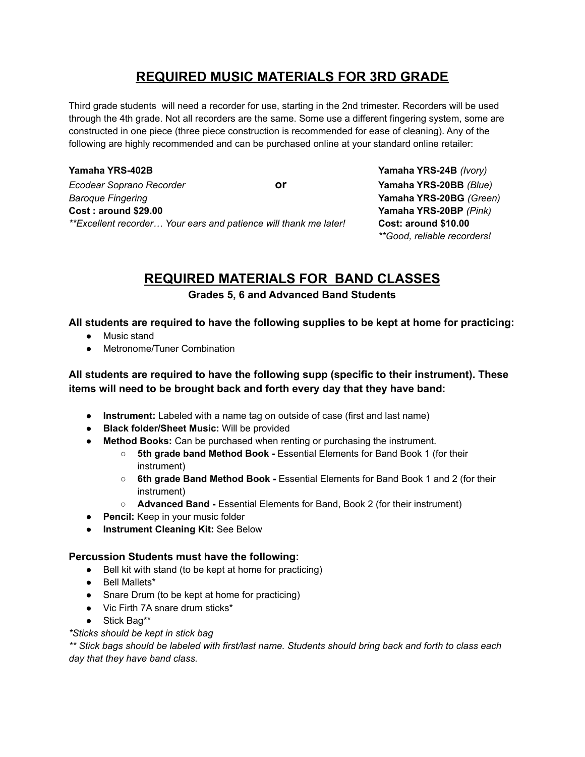# REQUIRED MUSIC MATERIALS FOR 3RD GRADE

Third grade students  will need a recorder for use, starting in the 2nd trimester. Recorders will be used through the 4th grade. Not all recorders are the same. Some use a different fingering system, some are constructed in one piece (three piece construction is recommended for ease of cleaning). Any of the following are highly recommended and can be purchased online at your standard online retailer:

**Yamaha YRS-402B**
*Ecodear Soprano Recorder*
*Baroque Fingering*
**Cost : around $29.00**
*\*\*Excellent recorder… Your ears and patience will thank me later!*

**or**

**Yamaha YRS-24B** *(Ivory)*
**Yamaha YRS-20BB** *(Blue)*
**Yamaha YRS-20BG** *(Green)*
**Yamaha YRS-20BP** *(Pink)*
**Cost: around $10.00**
*\*\*Good, reliable recorders!*

# REQUIRED MATERIALS FOR  BAND CLASSES

### Grades 5, 6 and Advanced Band Students

**All students are required to have the following supplies to be kept at home for practicing:**

- Music stand
- Metronome/Tuner Combination

**All students are required to have the following supp (specific to their instrument). These items will need to be brought back and forth every day that they have band:**

- **Instrument:** Labeled with a name tag on outside of case (first and last name)
- **Black folder/Sheet Music:** Will be provided
- **Method Books:** Can be purchased when renting or purchasing the instrument.
  - **5th grade band Method Book -** Essential Elements for Band Book 1 (for their instrument)
  - **6th grade Band Method Book -** Essential Elements for Band Book 1 and 2 (for their instrument)
  - **Advanced Band -** Essential Elements for Band, Book 2 (for their instrument)
- **Pencil:** Keep in your music folder
- **Instrument Cleaning Kit:** See Below

**Percussion Students must have the following:**

- Bell kit with stand (to be kept at home for practicing)
- Bell Mallets*
- Snare Drum (to be kept at home for practicing)
- Vic Firth 7A snare drum sticks*
- Stick Bag**

*\*Sticks should be kept in stick bag*

*\*\* Stick bags should be labeled with first/last name. Students should bring back and forth to class each day that they have band class.*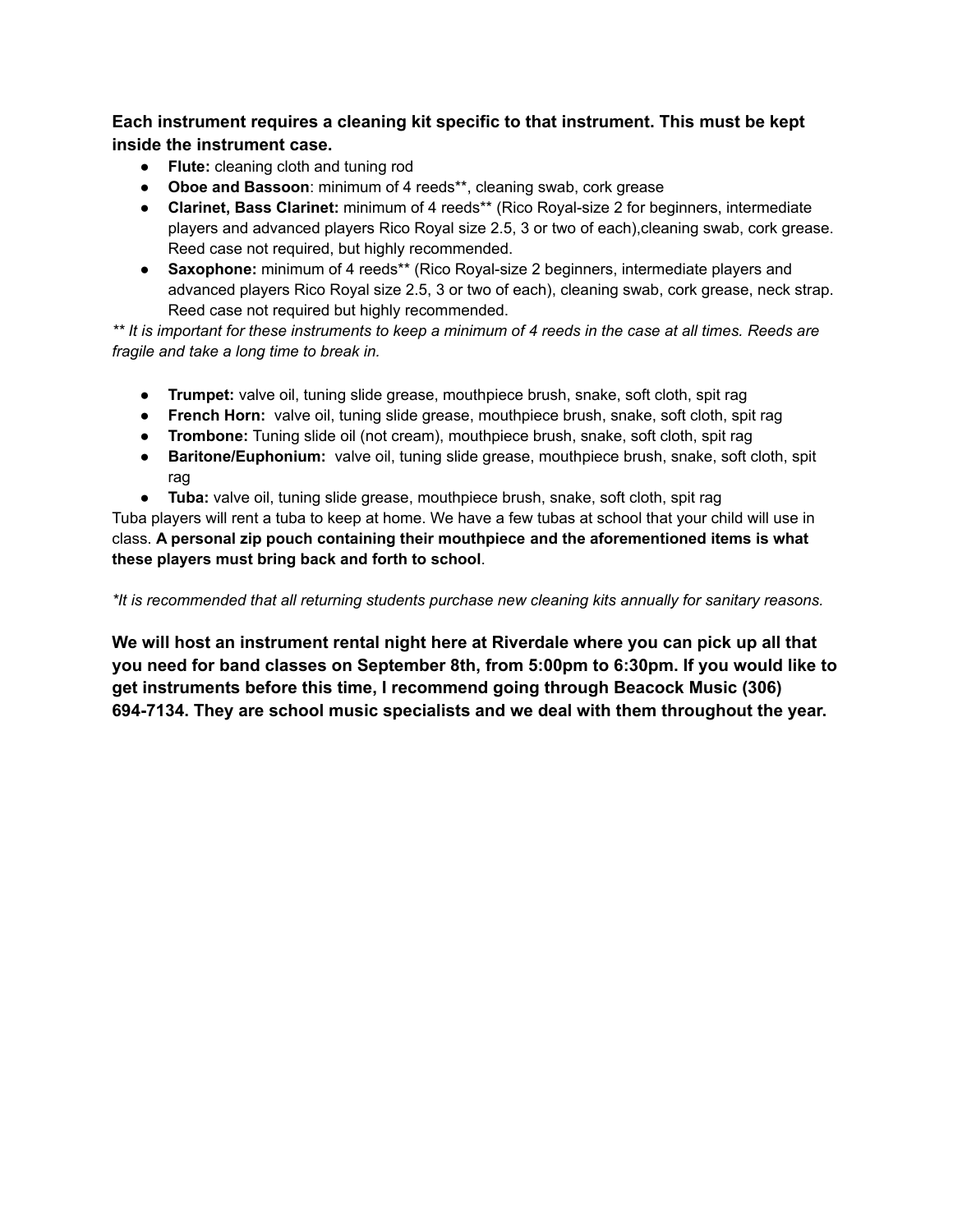**Each instrument requires a cleaning kit specific to that instrument. This must be kept inside the instrument case.**

- **Flute:** cleaning cloth and tuning rod
- **Oboe and Bassoon**: minimum of 4 reeds**, cleaning swab, cork grease
- **Clarinet, Bass Clarinet:** minimum of 4 reeds** (Rico Royal-size 2 for beginners, intermediate players and advanced players Rico Royal size 2.5, 3 or two of each),cleaning swab, cork grease. Reed case not required, but highly recommended.
- **Saxophone:** minimum of 4 reeds** (Rico Royal-size 2 beginners, intermediate players and advanced players Rico Royal size 2.5, 3 or two of each), cleaning swab, cork grease, neck strap. Reed case not required but highly recommended.

*** It is important for these instruments to keep a minimum of 4 reeds in the case at all times. Reeds are fragile and take a long time to break in.*

- **Trumpet:** valve oil, tuning slide grease, mouthpiece brush, snake, soft cloth, spit rag
- **French Horn:** valve oil, tuning slide grease, mouthpiece brush, snake, soft cloth, spit rag
- **Trombone:** Tuning slide oil (not cream), mouthpiece brush, snake, soft cloth, spit rag
- **Baritone/Euphonium:** valve oil, tuning slide grease, mouthpiece brush, snake, soft cloth, spit rag
- **Tuba:** valve oil, tuning slide grease, mouthpiece brush, snake, soft cloth, spit rag

Tuba players will rent a tuba to keep at home. We have a few tubas at school that your child will use in class. **A personal zip pouch containing their mouthpiece and the aforementioned items is what these players must bring back and forth to school**.

**It is recommended that all returning students purchase new cleaning kits annually for sanitary reasons.*

**We will host an instrument rental night here at Riverdale where you can pick up all that you need for band classes on September 8th, from 5:00pm to 6:30pm. If you would like to get instruments before this time, I recommend going through Beacock Music (306) 694-7134. They are school music specialists and we deal with them throughout the year.**